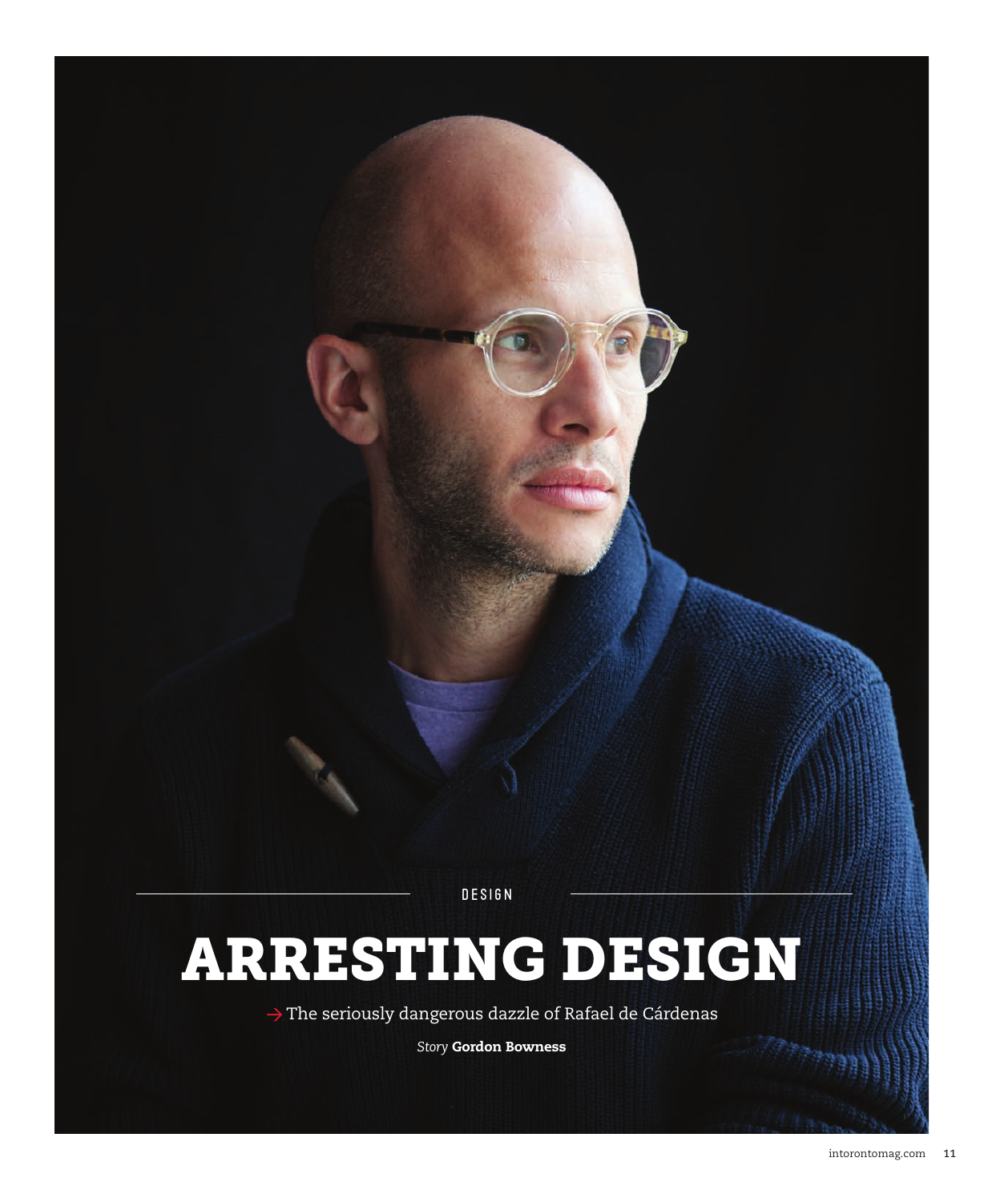DESIGN

# ARRESTING DESIGN

→ The seriously dangerous dazzle of Rafael de Cárdenas

*Story* **Gordon Bowness**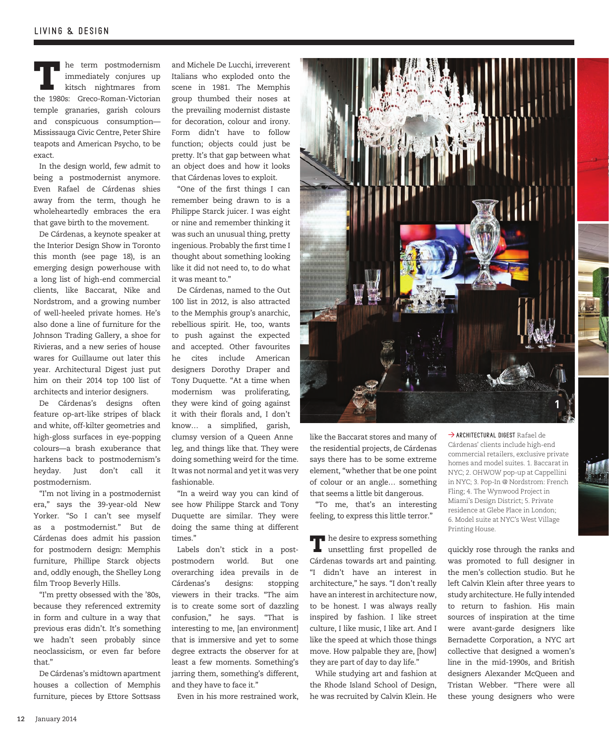The term postmodernism immediately conjures up kitsch nightmares from the 1980s: Greco-Roman-Victorian temple granaries, garish colours and conspicuous consumption—Mississauga Civic Centre, Peter Shire teapots and American Psycho, to be exact.

In the design world, few admit to being a postmodernist anymore. Even Rafael de Cárdenas shies away from the term, though he wholeheartedly embraces the era that gave birth to the movement.

De Cárdenas, a keynote speaker at the Interior Design Show in Toronto this month (see page 18), is an emerging design powerhouse with a long list of high-end commercial clients, like Baccarat, Nike and Nordstrom, and a growing number of well-heeled private homes. He's also done a line of furniture for the Johnson Trading Gallery, a shoe for Rivieras, and a new series of house wares for Guillaume out later this year. Architectural Digest just put him on their 2014 top 100 list of architects and interior designers.

De Cárdenas's designs often feature op-art-like stripes of black and white, off-kilter geometries and high-gloss surfaces in eye-popping colours—a brash exuberance that harkens back to postmodernism's heyday. Just don't call it postmodernism.

"I'm not living in a postmodernist era," says the 39-year-old New Yorker. "So I can't see myself as a postmodernist." But de Cárdenas does admit his passion for postmodern design: Memphis furniture, Phillipe Starck objects and, oddly enough, the Shelley Long film Troop Beverly Hills.

"I'm pretty obsessed with the '80s, because they referenced extremity in form and culture in a way that previous eras didn't. It's something we hadn't seen probably since neoclassicism, or even far before that."

De Cárdenas's midtown apartment houses a collection of Memphis furniture, pieces by Ettore Sottsass and Michele De Lucchi, irreverent Italians who exploded onto the scene in 1981. The Memphis group thumbed their noses at the prevailing modernist distaste for decoration, colour and irony. Form didn't have to follow function; objects could just be pretty. It's that gap between what an object does and how it looks that Cárdenas loves to exploit.

"One of the first things I can remember being drawn to is a Philippe Starck juicer. I was eight or nine and remember thinking it was such an unusual thing, pretty ingenious. Probably the first time I thought about something looking like it did not need to, to do what it was meant to."

De Cárdenas, named to the Out 100 list in 2012, is also attracted to the Memphis group's anarchic, rebellious spirit. He, too, wants to push against the expected and accepted. Other favourites he cites include American designers Dorothy Draper and Tony Duquette. "At a time when modernism was proliferating, they were kind of going against it with their florals and, I don't know… a simplified, garish, clumsy version of a Queen Anne leg, and things like that. They were doing something weird for the time. It was not normal and yet it was very fashionable.

"In a weird way you can kind of see how Philippe Starck and Tony Duquette are similar. They were doing the same thing at different times."

Labels don't stick in a post-postmodern world. But one overarching idea prevails in de Cárdenas's designs: stopping viewers in their tracks. "The aim is to create some sort of dazzling confusion," he says. "That is interesting to me, [an environment] that is immersive and yet to some degree extracts the observer for at least a few moments. Something's jarring them, something's different, and they have to face it."

Even in his more restrained work, like the Baccarat stores and many of the residential projects, de Cárdenas says there has to be some extreme element, "whether that be one point of colour or an angle… something that seems a little bit dangerous.

"To me, that's an interesting feeling, to express this little terror."

The desire to express something unsettling first propelled de Cárdenas towards art and painting. "I didn't have an interest in architecture," he says. "I don't really have an interest in architecture now, to be honest. I was always really inspired by fashion. I like street culture, I like music, I like art. And I like the speed at which those things move. How palpable they are, [how] they are part of day to day life."

While studying art and fashion at the Rhode Island School of Design, he was recruited by Calvin Klein. He quickly rose through the ranks and was promoted to full designer in the men's collection studio. But he left Calvin Klein after three years to study architecture. He fully intended to return to fashion. His main sources of inspiration at the time were avant-garde designers like Bernadette Corporation, a NYC art collective that designed a women's line in the mid-1990s, and British designers Alexander McQueen and Tristan Webber. "There were all these young designers who were

→ **ARCHITECTURAL DIGEST** Rafael de Cárdenas' clients include high-end commercial retailers, exclusive private homes and model suites. 1. Baccarat in NYC; 2. OHWOW pop-up at Cappellini in NYC; 3. Pop-In @ Nordstrom: French Fling; 4. The Wynwood Project in Miami's Design District; 5. Private residence at Glebe Place in London; 6. Model suite at NYC's West Village Printing House.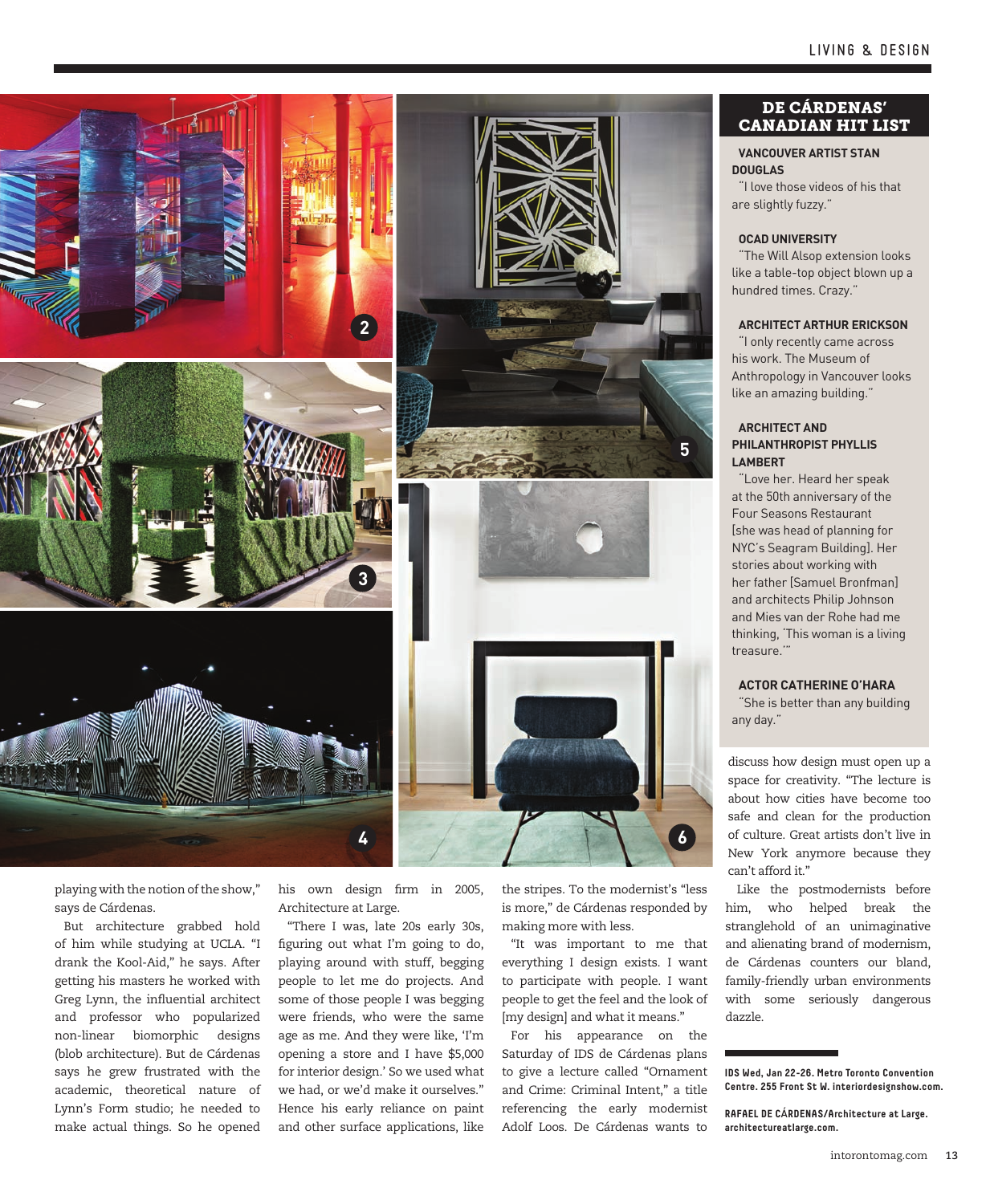## DE CÁRDENAS' CANADIAN HIT LIST

**VANCOUVER ARTIST STAN DOUGLAS**
"I love those videos of his that are slightly fuzzy."

**OCAD UNIVERSITY**
"The Will Alsop extension looks like a table-top object blown up a hundred times. Crazy."

**ARCHITECT ARTHUR ERICKSON**
"I only recently came across his work. The Museum of Anthropology in Vancouver looks like an amazing building."

**ARCHITECT AND PHILANTHROPIST PHYLLIS LAMBERT**
"Love her. Heard her speak at the 50th anniversary of the Four Seasons Restaurant [she was head of planning for NYC's Seagram Building]. Her stories about working with her father [Samuel Bronfman] and architects Philip Johnson and Mies van der Rohe had me thinking, 'This woman is a living treasure.'"

**ACTOR CATHERINE O'HARA**
"She is better than any building any day."

playing with the notion of the show," says de Cárdenas.

But architecture grabbed hold of him while studying at UCLA. "I drank the Kool-Aid," he says. After getting his masters he worked with Greg Lynn, the influential architect and professor who popularized non-linear biomorphic designs (blob architecture). But de Cárdenas says he grew frustrated with the academic, theoretical nature of Lynn's Form studio; he needed to make actual things. So he opened his own design firm in 2005, Architecture at Large.

"There I was, late 20s early 30s, figuring out what I'm going to do, playing around with stuff, begging people to let me do projects. And some of those people I was begging were friends, who were the same age as me. And they were like, 'I'm opening a store and I have $5,000 for interior design.' So we used what we had, or we'd make it ourselves." Hence his early reliance on paint and other surface applications, like the stripes. To the modernist's "less is more," de Cárdenas responded by making more with less.

"It was important to me that everything I design exists. I want to participate with people. I want people to get the feel and the look of [my design] and what it means."

For his appearance on the Saturday of IDS de Cárdenas plans to give a lecture called "Ornament and Crime: Criminal Intent," a title referencing the early modernist Adolf Loos. De Cárdenas wants to discuss how design must open up a space for creativity. "The lecture is about how cities have become too safe and clean for the production of culture. Great artists don't live in New York anymore because they can't afford it."

Like the postmodernists before him, who helped break the stranglehold of an unimaginative and alienating brand of modernism, de Cárdenas counters our bland, family-friendly urban environments with some seriously dangerous dazzle.

**IDS Wed, Jan 22-26. Metro Toronto Convention Centre. 255 Front St W. interiordesignshow.com.**

**RAFAEL DE CÁRDENAS/Architecture at Large. architectureatlarge.com.**